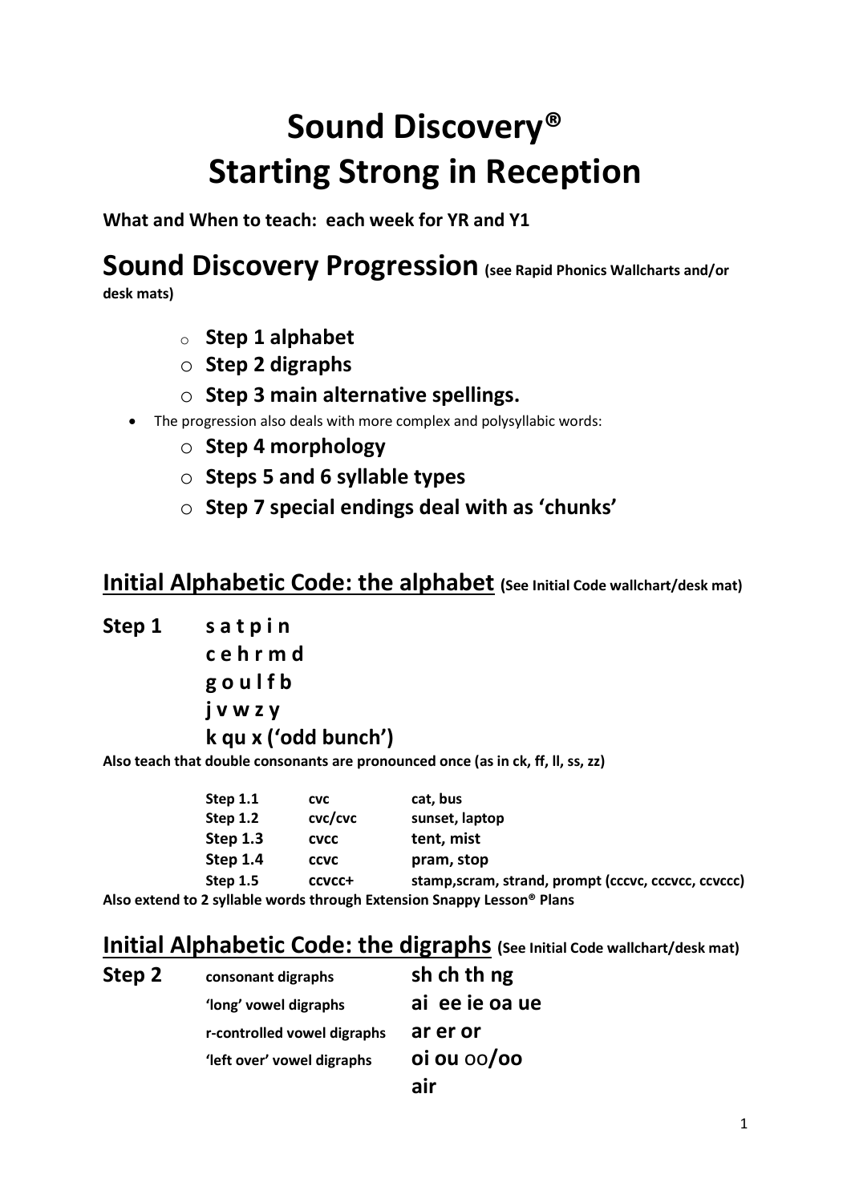# Sound Discovery®
# Starting Strong in Reception

**What and When to teach: each week for YR and Y1**

# Sound Discovery Progression (see Rapid Phonics Wallcharts and/or desk mats)

- **Step 1 alphabet**
- **Step 2 digraphs**
- **Step 3 main alternative spellings.**

- The progression also deals with more complex and polysyllabic words:
  - **Step 4 morphology**
  - **Steps 5 and 6 syllable types**
  - **Step 7 special endings deal with as 'chunks'**

## Initial Alphabetic Code: the alphabet (See Initial Code wallchart/desk mat)

**Step 1** **s a t p i n**
**c e h r m d**
**g o u l f b**
**j v w z y**
**k qu x ('odd bunch')**

**Also teach that double consonants are pronounced once (as in ck, ff, ll, ss, zz)**

| | | |
|---|---|---|
| **Step 1.1** | **cvc** | **cat, bus** |
| **Step 1.2** | **cvc/cvc** | **sunset, laptop** |
| **Step 1.3** | **cvcc** | **tent, mist** |
| **Step 1.4** | **ccvc** | **pram, stop** |
| **Step 1.5** | **ccvcc+** | **stamp,scram, strand, prompt (cccvc, cccvcc, ccvccc)** |

**Also extend to 2 syllable words through Extension Snappy Lesson® Plans**

## Initial Alphabetic Code: the digraphs (See Initial Code wallchart/desk mat)

**Step 2**

| | |
|---|---|
| consonant digraphs | **sh ch th ng** |
| 'long' vowel digraphs | **ai ee ie oa ue** |
| r-controlled vowel digraphs | **ar er or** |
| 'left over' vowel digraphs | **oi ou oo/oo** |
| | **air** |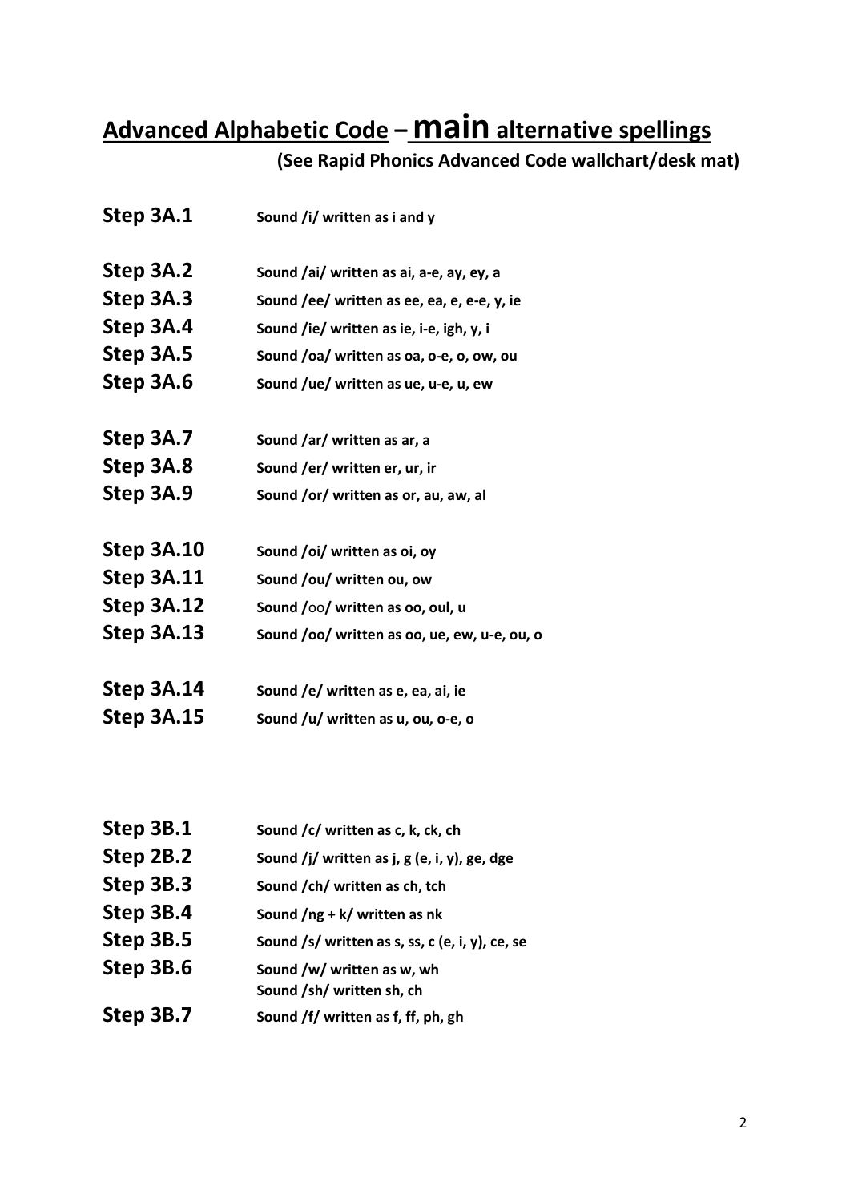# Advanced Alphabetic Code – **main** alternative spellings

**(See Rapid Phonics Advanced Code wallchart/desk mat)**

**Step 3A.1** Sound /i/ written as i and y

**Step 3A.2** Sound /ai/ written as ai, a-e, ay, ey, a
**Step 3A.3** Sound /ee/ written as ee, ea, e, e-e, y, ie
**Step 3A.4** Sound /ie/ written as ie, i-e, igh, y, i
**Step 3A.5** Sound /oa/ written as oa, o-e, o, ow, ou
**Step 3A.6** Sound /ue/ written as ue, u-e, u, ew

**Step 3A.7** Sound /ar/ written as ar, a
**Step 3A.8** Sound /er/ written er, ur, ir
**Step 3A.9** Sound /or/ written as or, au, aw, al

**Step 3A.10** Sound /oi/ written as oi, oy
**Step 3A.11** Sound /ou/ written ou, ow
**Step 3A.12** Sound /oo/ written as oo, oul, u
**Step 3A.13** Sound /oo/ written as oo, ue, ew, u-e, ou, o

**Step 3A.14** Sound /e/ written as e, ea, ai, ie
**Step 3A.15** Sound /u/ written as u, ou, o-e, o

**Step 3B.1** Sound /c/ written as c, k, ck, ch
**Step 2B.2** Sound /j/ written as j, g (e, i, y), ge, dge
**Step 3B.3** Sound /ch/ written as ch, tch
**Step 3B.4** Sound /ng + k/ written as nk
**Step 3B.5** Sound /s/ written as s, ss, c (e, i, y), ce, se
**Step 3B.6** Sound /w/ written as w, wh
Sound /sh/ written sh, ch
**Step 3B.7** Sound /f/ written as f, ff, ph, gh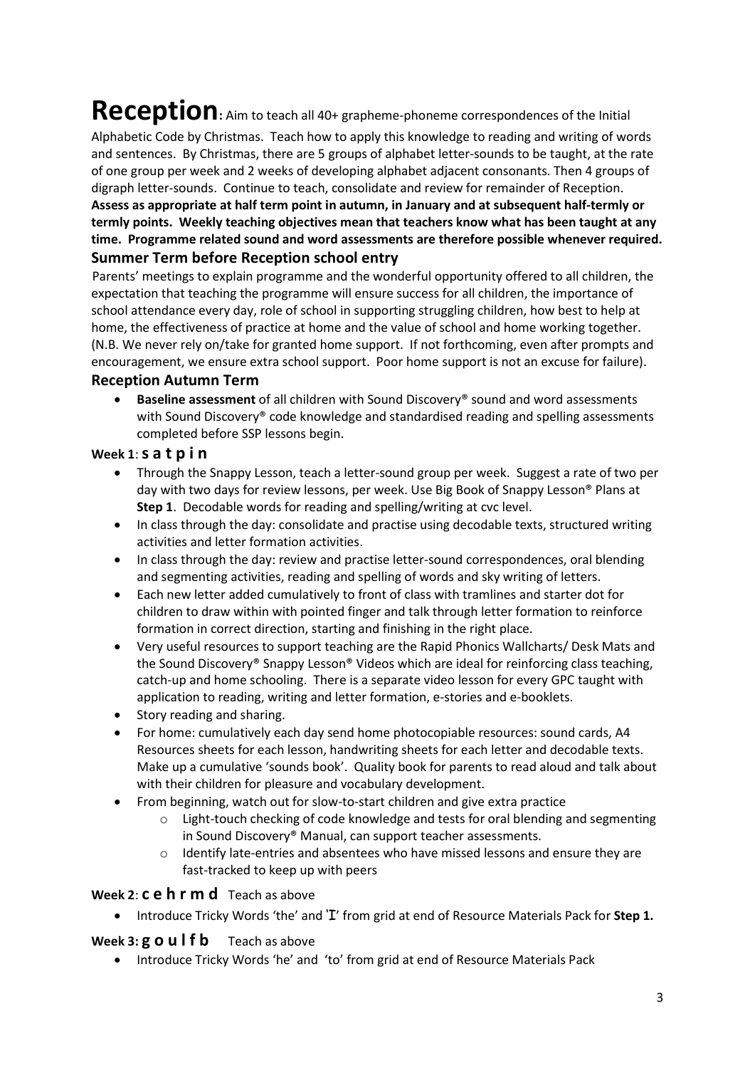# **Reception**: Aim to teach all 40+ grapheme-phoneme correspondences of the Initial Alphabetic Code by Christmas.

Teach how to apply this knowledge to reading and writing of words and sentences. By Christmas, there are 5 groups of alphabet letter-sounds to be taught, at the rate of one group per week and 2 weeks of developing alphabet adjacent consonants. Then 4 groups of digraph letter-sounds. Continue to teach, consolidate and review for remainder of Reception. **Assess as appropriate at half term point in autumn, in January and at subsequent half-termly or termly points. Weekly teaching objectives mean that teachers know what has been taught at any time. Programme related sound and word assessments are therefore possible whenever required.**

### Summer Term before Reception school entry

Parents' meetings to explain programme and the wonderful opportunity offered to all children, the expectation that teaching the programme will ensure success for all children, the importance of school attendance every day, role of school in supporting struggling children, how best to help at home, the effectiveness of practice at home and the value of school and home working together. (N.B. We never rely on/take for granted home support. If not forthcoming, even after prompts and encouragement, we ensure extra school support. Poor home support is not an excuse for failure).

### Reception Autumn Term

- **Baseline assessment** of all children with Sound Discovery® sound and word assessments with Sound Discovery® code knowledge and standardised reading and spelling assessments completed before SSP lessons begin.

**Week 1**: **s a t p i n**

- Through the Snappy Lesson, teach a letter-sound group per week. Suggest a rate of two per day with two days for review lessons, per week. Use Big Book of Snappy Lesson® Plans at **Step 1**. Decodable words for reading and spelling/writing at cvc level.
- In class through the day: consolidate and practise using decodable texts, structured writing activities and letter formation activities.
- In class through the day: review and practise letter-sound correspondences, oral blending and segmenting activities, reading and spelling of words and sky writing of letters.
- Each new letter added cumulatively to front of class with tramlines and starter dot for children to draw within with pointed finger and talk through letter formation to reinforce formation in correct direction, starting and finishing in the right place.
- Very useful resources to support teaching are the Rapid Phonics Wallcharts/ Desk Mats and the Sound Discovery® Snappy Lesson® Videos which are ideal for reinforcing class teaching, catch-up and home schooling. There is a separate video lesson for every GPC taught with application to reading, writing and letter formation, e-stories and e-booklets.
- Story reading and sharing.
- For home: cumulatively each day send home photocopiable resources: sound cards, A4 Resources sheets for each lesson, handwriting sheets for each letter and decodable texts. Make up a cumulative 'sounds book'. Quality book for parents to read aloud and talk about with their children for pleasure and vocabulary development.
- From beginning, watch out for slow-to-start children and give extra practice
  - Light-touch checking of code knowledge and tests for oral blending and segmenting in Sound Discovery® Manual, can support teacher assessments.
  - Identify late-entries and absentees who have missed lessons and ensure they are fast-tracked to keep up with peers

**Week 2**: **c e h r m d** Teach as above

- Introduce Tricky Words 'the' and 'I' from grid at end of Resource Materials Pack for **Step 1.**

**Week 3: g o u l f b** Teach as above

- Introduce Tricky Words 'he' and 'to' from grid at end of Resource Materials Pack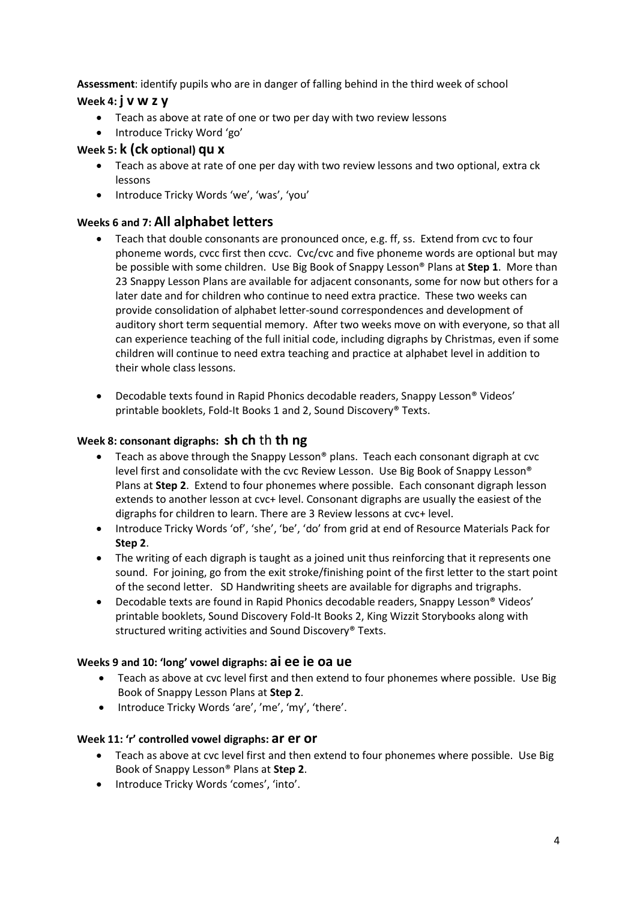**Assessment**: identify pupils who are in danger of falling behind in the third week of school

### Week 4: j v w z y

- Teach as above at rate of one or two per day with two review lessons
- Introduce Tricky Word 'go'

### Week 5: k (ck optional) qu x

- Teach as above at rate of one per day with two review lessons and two optional, extra ck lessons
- Introduce Tricky Words 'we', 'was', 'you'

### Weeks 6 and 7: All alphabet letters

- Teach that double consonants are pronounced once, e.g. ff, ss. Extend from cvc to four phoneme words, cvcc first then ccvc. Cvc/cvc and five phoneme words are optional but may be possible with some children. Use Big Book of Snappy Lesson® Plans at **Step 1**. More than 23 Snappy Lesson Plans are available for adjacent consonants, some for now but others for a later date and for children who continue to need extra practice. These two weeks can provide consolidation of alphabet letter-sound correspondences and development of auditory short term sequential memory. After two weeks move on with everyone, so that all can experience teaching of the full initial code, including digraphs by Christmas, even if some children will continue to need extra teaching and practice at alphabet level in addition to their whole class lessons.

- Decodable texts found in Rapid Phonics decodable readers, Snappy Lesson® Videos' printable booklets, Fold-It Books 1 and 2, Sound Discovery® Texts.

### Week 8: consonant digraphs: sh ch th th ng

- Teach as above through the Snappy Lesson® plans. Teach each consonant digraph at cvc level first and consolidate with the cvc Review Lesson. Use Big Book of Snappy Lesson® Plans at **Step 2**. Extend to four phonemes where possible. Each consonant digraph lesson extends to another lesson at cvc+ level. Consonant digraphs are usually the easiest of the digraphs for children to learn. There are 3 Review lessons at cvc+ level.
- Introduce Tricky Words 'of', 'she', 'be', 'do' from grid at end of Resource Materials Pack for **Step 2**.
- The writing of each digraph is taught as a joined unit thus reinforcing that it represents one sound. For joining, go from the exit stroke/finishing point of the first letter to the start point of the second letter. SD Handwriting sheets are available for digraphs and trigraphs.
- Decodable texts are found in Rapid Phonics decodable readers, Snappy Lesson® Videos' printable booklets, Sound Discovery Fold-It Books 2, King Wizzit Storybooks along with structured writing activities and Sound Discovery® Texts.

### Weeks 9 and 10: 'long' vowel digraphs: ai ee ie oa ue

- Teach as above at cvc level first and then extend to four phonemes where possible. Use Big Book of Snappy Lesson Plans at **Step 2**.
- Introduce Tricky Words 'are', 'me', 'my', 'there'.

### Week 11: 'r' controlled vowel digraphs: ar er or

- Teach as above at cvc level first and then extend to four phonemes where possible. Use Big Book of Snappy Lesson® Plans at **Step 2**.
- Introduce Tricky Words 'comes', 'into'.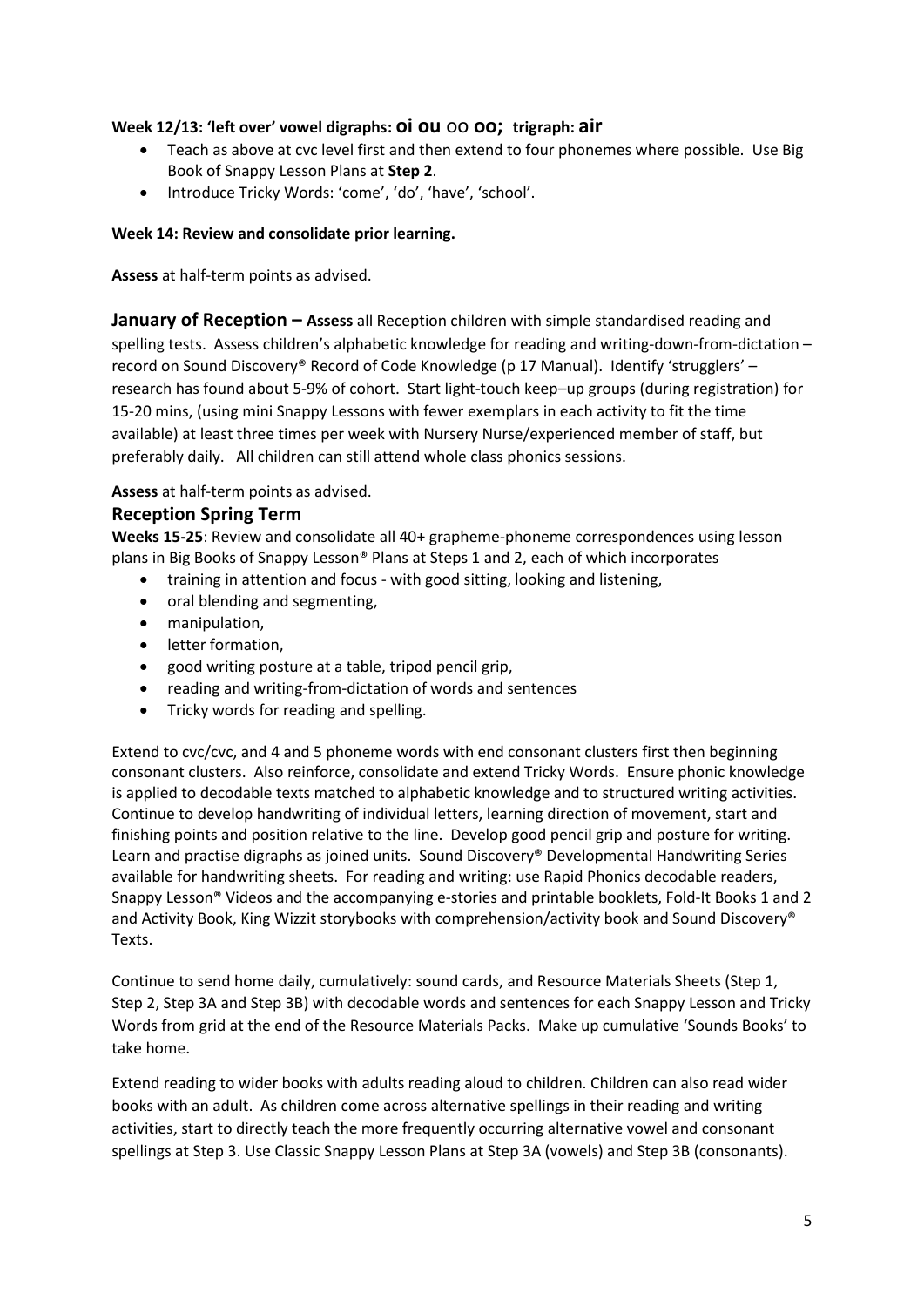**Week 12/13: 'left over' vowel digraphs: oi ou oo oo; trigraph: air**

- Teach as above at cvc level first and then extend to four phonemes where possible. Use Big Book of Snappy Lesson Plans at **Step 2**.
- Introduce Tricky Words: 'come', 'do', 'have', 'school'.

**Week 14: Review and consolidate prior learning.**

**Assess** at half-term points as advised.

**January of Reception – Assess** all Reception children with simple standardised reading and spelling tests. Assess children's alphabetic knowledge for reading and writing-down-from-dictation – record on Sound Discovery® Record of Code Knowledge (p 17 Manual). Identify 'strugglers' – research has found about 5-9% of cohort. Start light-touch keep–up groups (during registration) for 15-20 mins, (using mini Snappy Lessons with fewer exemplars in each activity to fit the time available) at least three times per week with Nursery Nurse/experienced member of staff, but preferably daily. All children can still attend whole class phonics sessions.

**Assess** at half-term points as advised.

## Reception Spring Term

**Weeks 15-25**: Review and consolidate all 40+ grapheme-phoneme correspondences using lesson plans in Big Books of Snappy Lesson® Plans at Steps 1 and 2, each of which incorporates

- training in attention and focus - with good sitting, looking and listening,
- oral blending and segmenting,
- manipulation,
- letter formation,
- good writing posture at a table, tripod pencil grip,
- reading and writing-from-dictation of words and sentences
- Tricky words for reading and spelling.

Extend to cvc/cvc, and 4 and 5 phoneme words with end consonant clusters first then beginning consonant clusters. Also reinforce, consolidate and extend Tricky Words. Ensure phonic knowledge is applied to decodable texts matched to alphabetic knowledge and to structured writing activities. Continue to develop handwriting of individual letters, learning direction of movement, start and finishing points and position relative to the line. Develop good pencil grip and posture for writing. Learn and practise digraphs as joined units. Sound Discovery® Developmental Handwriting Series available for handwriting sheets. For reading and writing: use Rapid Phonics decodable readers, Snappy Lesson® Videos and the accompanying e-stories and printable booklets, Fold-It Books 1 and 2 and Activity Book, King Wizzit storybooks with comprehension/activity book and Sound Discovery® Texts.

Continue to send home daily, cumulatively: sound cards, and Resource Materials Sheets (Step 1, Step 2, Step 3A and Step 3B) with decodable words and sentences for each Snappy Lesson and Tricky Words from grid at the end of the Resource Materials Packs. Make up cumulative 'Sounds Books' to take home.

Extend reading to wider books with adults reading aloud to children. Children can also read wider books with an adult. As children come across alternative spellings in their reading and writing activities, start to directly teach the more frequently occurring alternative vowel and consonant spellings at Step 3. Use Classic Snappy Lesson Plans at Step 3A (vowels) and Step 3B (consonants).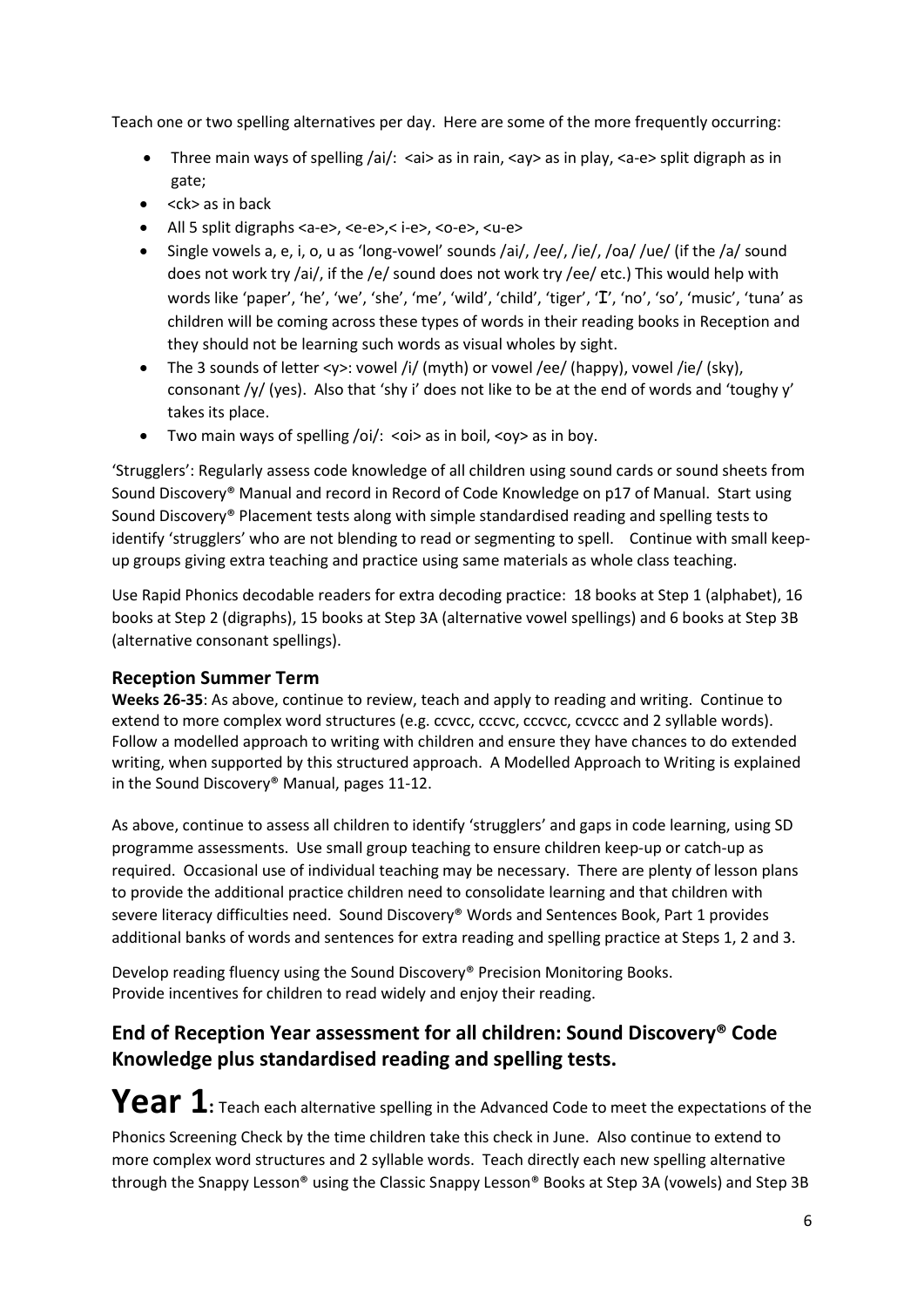Teach one or two spelling alternatives per day. Here are some of the more frequently occurring:

- Three main ways of spelling /ai/: <ai> as in rain, <ay> as in play, <a-e> split digraph as in gate;
- <ck> as in back
- All 5 split digraphs <a-e>, <e-e>,< i-e>, <o-e>, <u-e>
- Single vowels a, e, i, o, u as 'long-vowel' sounds /ai/, /ee/, /ie/, /oa/ /ue/ (if the /a/ sound does not work try /ai/, if the /e/ sound does not work try /ee/ etc.) This would help with words like 'paper', 'he', 'we', 'she', 'me', 'wild', 'child', 'tiger', 'I', 'no', 'so', 'music', 'tuna' as children will be coming across these types of words in their reading books in Reception and they should not be learning such words as visual wholes by sight.
- The 3 sounds of letter <y>: vowel /i/ (myth) or vowel /ee/ (happy), vowel /ie/ (sky), consonant /y/ (yes). Also that 'shy i' does not like to be at the end of words and 'toughy y' takes its place.
- Two main ways of spelling /oi/: <oi> as in boil, <oy> as in boy.

'Strugglers': Regularly assess code knowledge of all children using sound cards or sound sheets from Sound Discovery® Manual and record in Record of Code Knowledge on p17 of Manual. Start using Sound Discovery® Placement tests along with simple standardised reading and spelling tests to identify 'strugglers' who are not blending to read or segmenting to spell. Continue with small keep-up groups giving extra teaching and practice using same materials as whole class teaching.

Use Rapid Phonics decodable readers for extra decoding practice: 18 books at Step 1 (alphabet), 16 books at Step 2 (digraphs), 15 books at Step 3A (alternative vowel spellings) and 6 books at Step 3B (alternative consonant spellings).

### Reception Summer Term

**Weeks 26-35**: As above, continue to review, teach and apply to reading and writing. Continue to extend to more complex word structures (e.g. ccvcc, cccvc, cccvcc, ccvccc and 2 syllable words). Follow a modelled approach to writing with children and ensure they have chances to do extended writing, when supported by this structured approach. A Modelled Approach to Writing is explained in the Sound Discovery® Manual, pages 11-12.

As above, continue to assess all children to identify 'strugglers' and gaps in code learning, using SD programme assessments. Use small group teaching to ensure children keep-up or catch-up as required. Occasional use of individual teaching may be necessary. There are plenty of lesson plans to provide the additional practice children need to consolidate learning and that children with severe literacy difficulties need. Sound Discovery® Words and Sentences Book, Part 1 provides additional banks of words and sentences for extra reading and spelling practice at Steps 1, 2 and 3.

Develop reading fluency using the Sound Discovery® Precision Monitoring Books.
Provide incentives for children to read widely and enjoy their reading.

## End of Reception Year assessment for all children: Sound Discovery® Code Knowledge plus standardised reading and spelling tests.

# Year 1: Teach each alternative spelling in the Advanced Code to meet the expectations of the

Phonics Screening Check by the time children take this check in June. Also continue to extend to more complex word structures and 2 syllable words. Teach directly each new spelling alternative through the Snappy Lesson® using the Classic Snappy Lesson® Books at Step 3A (vowels) and Step 3B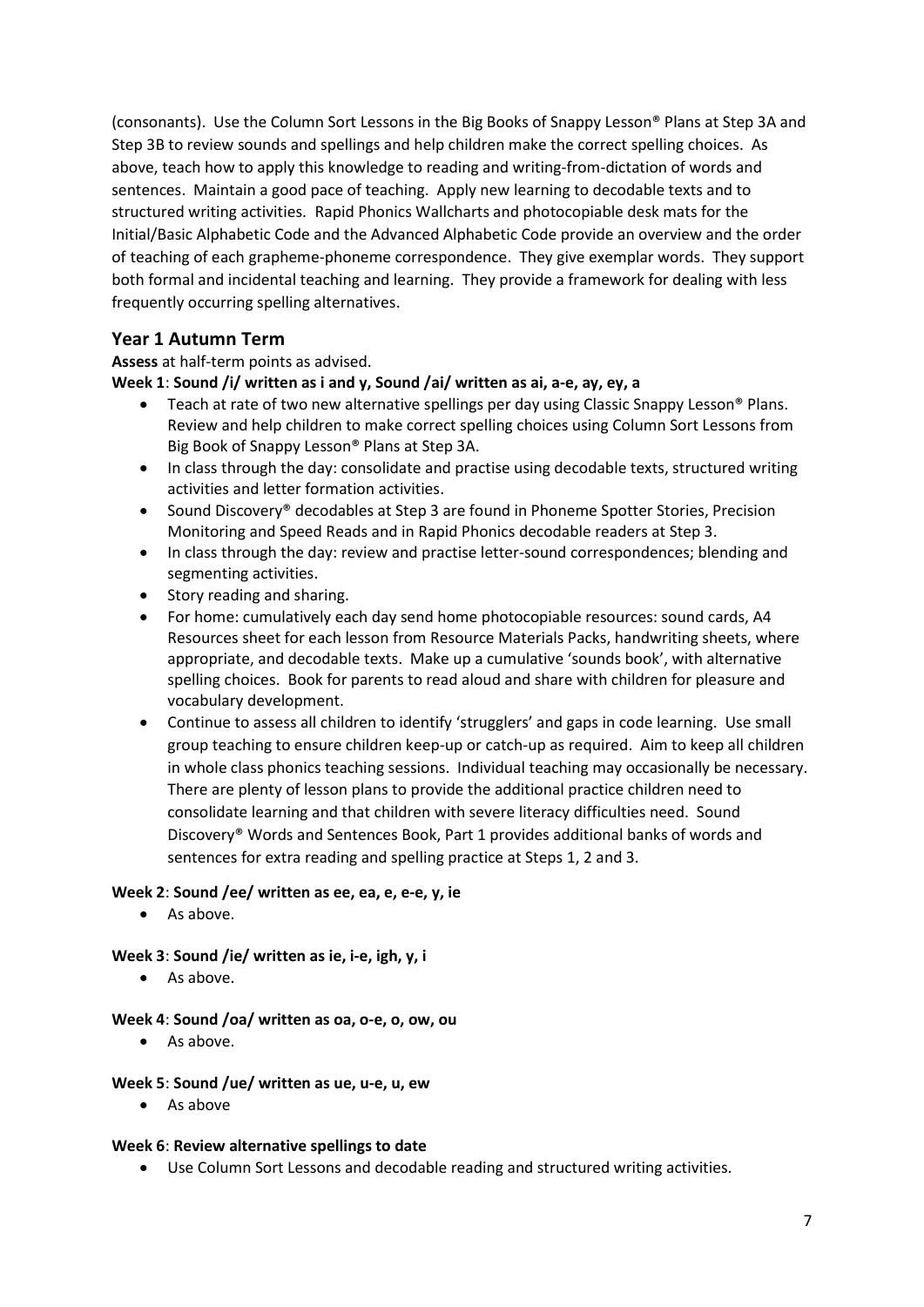(consonants). Use the Column Sort Lessons in the Big Books of Snappy Lesson® Plans at Step 3A and Step 3B to review sounds and spellings and help children make the correct spelling choices. As above, teach how to apply this knowledge to reading and writing-from-dictation of words and sentences. Maintain a good pace of teaching. Apply new learning to decodable texts and to structured writing activities. Rapid Phonics Wallcharts and photocopiable desk mats for the Initial/Basic Alphabetic Code and the Advanced Alphabetic Code provide an overview and the order of teaching of each grapheme-phoneme correspondence. They give exemplar words. They support both formal and incidental teaching and learning. They provide a framework for dealing with less frequently occurring spelling alternatives.

## Year 1 Autumn Term

**Assess** at half-term points as advised.

**Week 1**: **Sound /i/ written as i and y, Sound /ai/ written as ai, a-e, ay, ey, a**

- Teach at rate of two new alternative spellings per day using Classic Snappy Lesson® Plans. Review and help children to make correct spelling choices using Column Sort Lessons from Big Book of Snappy Lesson® Plans at Step 3A.
- In class through the day: consolidate and practise using decodable texts, structured writing activities and letter formation activities.
- Sound Discovery® decodables at Step 3 are found in Phoneme Spotter Stories, Precision Monitoring and Speed Reads and in Rapid Phonics decodable readers at Step 3.
- In class through the day: review and practise letter-sound correspondences; blending and segmenting activities.
- Story reading and sharing.
- For home: cumulatively each day send home photocopiable resources: sound cards, A4 Resources sheet for each lesson from Resource Materials Packs, handwriting sheets, where appropriate, and decodable texts. Make up a cumulative 'sounds book', with alternative spelling choices. Book for parents to read aloud and share with children for pleasure and vocabulary development.
- Continue to assess all children to identify 'strugglers' and gaps in code learning. Use small group teaching to ensure children keep-up or catch-up as required. Aim to keep all children in whole class phonics teaching sessions. Individual teaching may occasionally be necessary. There are plenty of lesson plans to provide the additional practice children need to consolidate learning and that children with severe literacy difficulties need. Sound Discovery® Words and Sentences Book, Part 1 provides additional banks of words and sentences for extra reading and spelling practice at Steps 1, 2 and 3.

**Week 2**: **Sound /ee/ written as ee, ea, e, e-e, y, ie**

- As above.

**Week 3**: **Sound /ie/ written as ie, i-e, igh, y, i**

- As above.

**Week 4**: **Sound /oa/ written as oa, o-e, o, ow, ou**

- As above.

**Week 5**: **Sound /ue/ written as ue, u-e, u, ew**

- As above

**Week 6**: **Review alternative spellings to date**

- Use Column Sort Lessons and decodable reading and structured writing activities.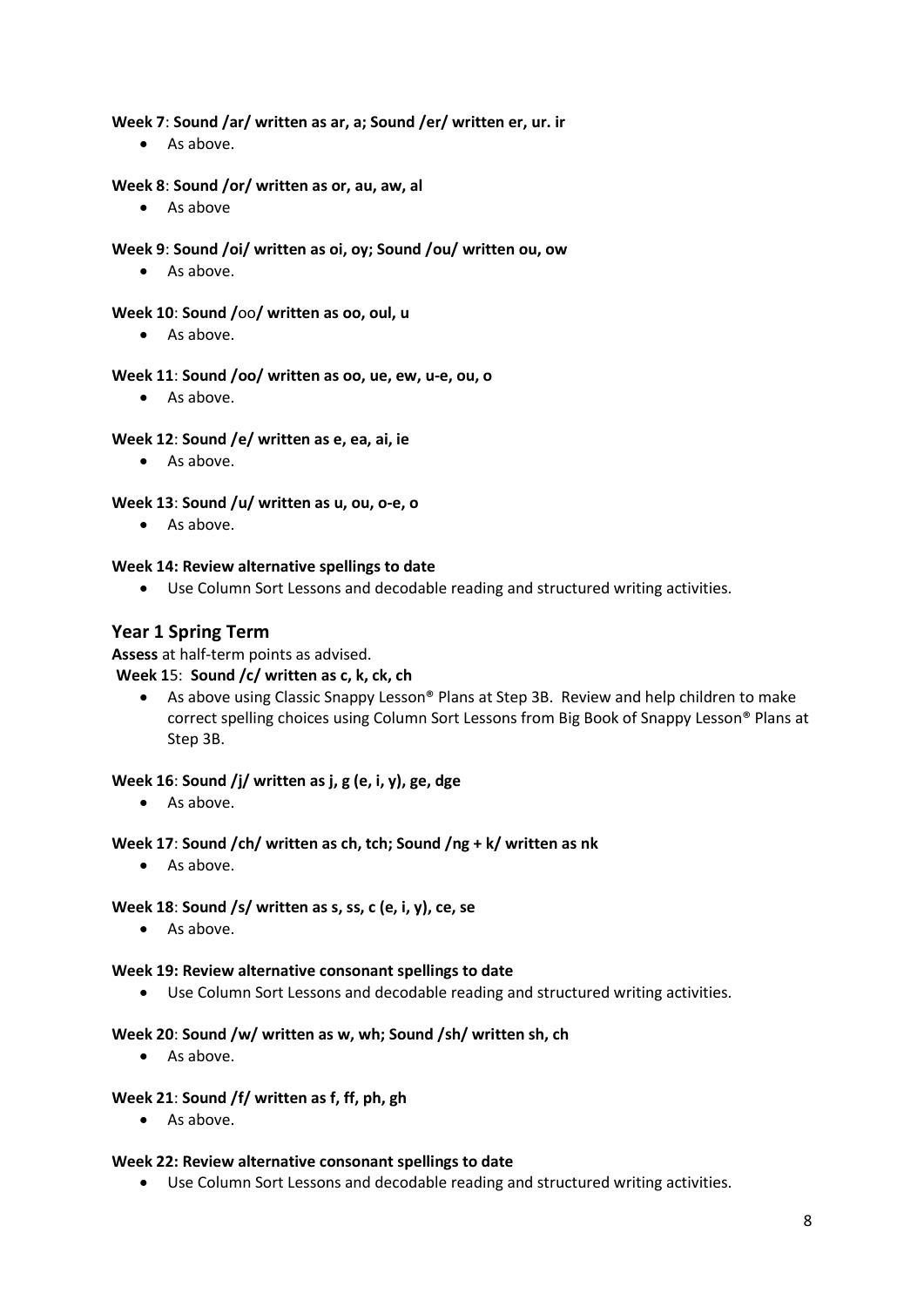**Week 7**: **Sound /ar/ written as ar, a; Sound /er/ written er, ur. ir**

- As above.

**Week 8**: **Sound /or/ written as or, au, aw, al**

- As above

**Week 9**: **Sound /oi/ written as oi, oy; Sound /ou/ written ou, ow**

- As above.

**Week 10**: **Sound /**oo**/ written as oo, oul, u**

- As above.

**Week 11**: **Sound /oo/ written as oo, ue, ew, u-e, ou, o**

- As above.

**Week 12**: **Sound /e/ written as e, ea, ai, ie**

- As above.

**Week 13**: **Sound /u/ written as u, ou, o-e, o**

- As above.

**Week 14: Review alternative spellings to date**

- Use Column Sort Lessons and decodable reading and structured writing activities.

## Year 1 Spring Term

**Assess** at half-term points as advised.

**Week 1**5: **Sound /c/ written as c, k, ck, ch**

- As above using Classic Snappy Lesson® Plans at Step 3B. Review and help children to make correct spelling choices using Column Sort Lessons from Big Book of Snappy Lesson® Plans at Step 3B.

**Week 16**: **Sound /j/ written as j, g (e, i, y), ge, dge**

- As above.

**Week 17**: **Sound /ch/ written as ch, tch; Sound /ng + k/ written as nk**

- As above.

**Week 18**: **Sound /s/ written as s, ss, c (e, i, y), ce, se**

- As above.

**Week 19: Review alternative consonant spellings to date**

- Use Column Sort Lessons and decodable reading and structured writing activities.

**Week 20**: **Sound /w/ written as w, wh; Sound /sh/ written sh, ch**

- As above.

**Week 21**: **Sound /f/ written as f, ff, ph, gh**

- As above.

**Week 22: Review alternative consonant spellings to date**

- Use Column Sort Lessons and decodable reading and structured writing activities.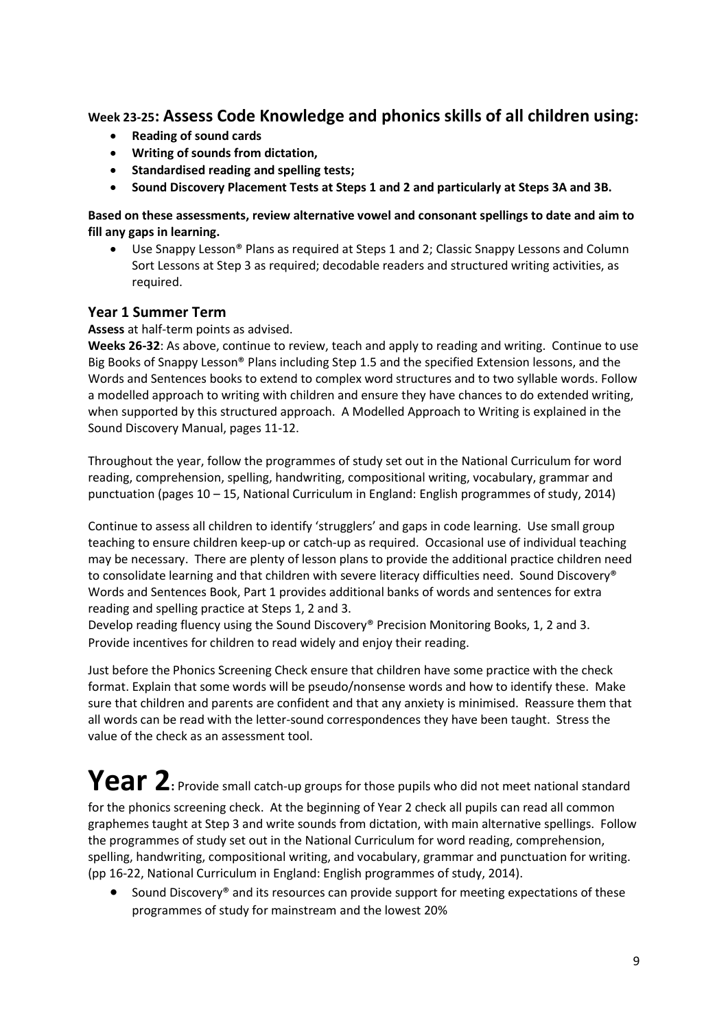### Week 23-25: Assess Code Knowledge and phonics skills of all children using:

- **Reading of sound cards**
- **Writing of sounds from dictation,**
- **Standardised reading and spelling tests;**
- **Sound Discovery Placement Tests at Steps 1 and 2 and particularly at Steps 3A and 3B.**

**Based on these assessments, review alternative vowel and consonant spellings to date and aim to fill any gaps in learning.**

- Use Snappy Lesson® Plans as required at Steps 1 and 2; Classic Snappy Lessons and Column Sort Lessons at Step 3 as required; decodable readers and structured writing activities, as required.

### Year 1 Summer Term

**Assess** at half-term points as advised.

**Weeks 26-32**: As above, continue to review, teach and apply to reading and writing. Continue to use Big Books of Snappy Lesson® Plans including Step 1.5 and the specified Extension lessons, and the Words and Sentences books to extend to complex word structures and to two syllable words. Follow a modelled approach to writing with children and ensure they have chances to do extended writing, when supported by this structured approach. A Modelled Approach to Writing is explained in the Sound Discovery Manual, pages 11-12.

Throughout the year, follow the programmes of study set out in the National Curriculum for word reading, comprehension, spelling, handwriting, compositional writing, vocabulary, grammar and punctuation (pages 10 – 15, National Curriculum in England: English programmes of study, 2014)

Continue to assess all children to identify 'strugglers' and gaps in code learning. Use small group teaching to ensure children keep-up or catch-up as required. Occasional use of individual teaching may be necessary. There are plenty of lesson plans to provide the additional practice children need to consolidate learning and that children with severe literacy difficulties need. Sound Discovery® Words and Sentences Book, Part 1 provides additional banks of words and sentences for extra reading and spelling practice at Steps 1, 2 and 3.

Develop reading fluency using the Sound Discovery® Precision Monitoring Books, 1, 2 and 3.

Provide incentives for children to read widely and enjoy their reading.

Just before the Phonics Screening Check ensure that children have some practice with the check format. Explain that some words will be pseudo/nonsense words and how to identify these. Make sure that children and parents are confident and that any anxiety is minimised. Reassure them that all words can be read with the letter-sound correspondences they have been taught. Stress the value of the check as an assessment tool.

# Year 2

**Year 2**: Provide small catch-up groups for those pupils who did not meet national standard for the phonics screening check. At the beginning of Year 2 check all pupils can read all common graphemes taught at Step 3 and write sounds from dictation, with main alternative spellings. Follow the programmes of study set out in the National Curriculum for word reading, comprehension, spelling, handwriting, compositional writing, and vocabulary, grammar and punctuation for writing. (pp 16-22, National Curriculum in England: English programmes of study, 2014).

- Sound Discovery® and its resources can provide support for meeting expectations of these programmes of study for mainstream and the lowest 20%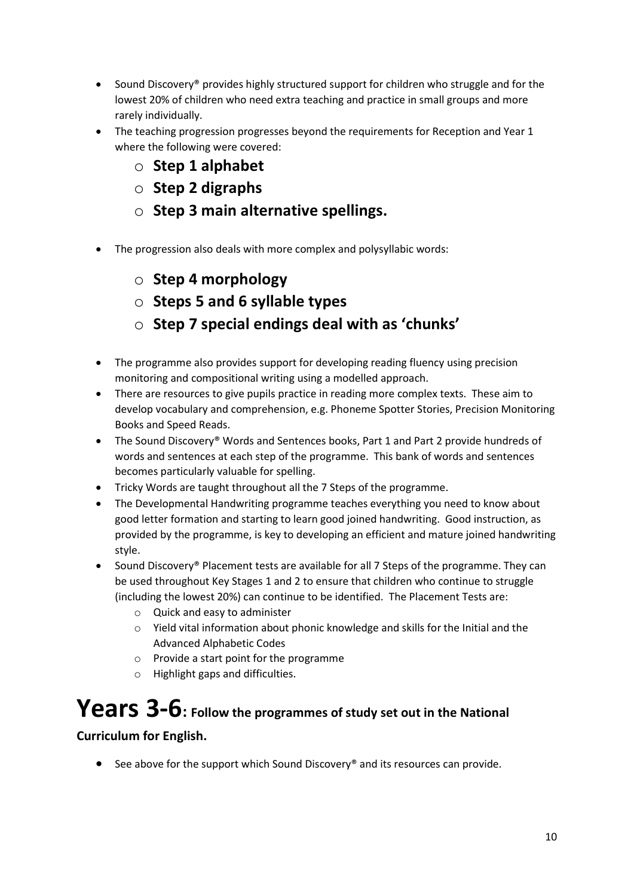- Sound Discovery® provides highly structured support for children who struggle and for the lowest 20% of children who need extra teaching and practice in small groups and more rarely individually.
- The teaching progression progresses beyond the requirements for Reception and Year 1 where the following were covered:
  - **Step 1 alphabet**
  - **Step 2 digraphs**
  - **Step 3 main alternative spellings.**
- The progression also deals with more complex and polysyllabic words:
  - **Step 4 morphology**
  - **Steps 5 and 6 syllable types**
  - **Step 7 special endings deal with as 'chunks'**
- The programme also provides support for developing reading fluency using precision monitoring and compositional writing using a modelled approach.
- There are resources to give pupils practice in reading more complex texts. These aim to develop vocabulary and comprehension, e.g. Phoneme Spotter Stories, Precision Monitoring Books and Speed Reads.
- The Sound Discovery® Words and Sentences books, Part 1 and Part 2 provide hundreds of words and sentences at each step of the programme. This bank of words and sentences becomes particularly valuable for spelling.
- Tricky Words are taught throughout all the 7 Steps of the programme.
- The Developmental Handwriting programme teaches everything you need to know about good letter formation and starting to learn good joined handwriting. Good instruction, as provided by the programme, is key to developing an efficient and mature joined handwriting style.
- Sound Discovery® Placement tests are available for all 7 Steps of the programme. They can be used throughout Key Stages 1 and 2 to ensure that children who continue to struggle (including the lowest 20%) can continue to be identified. The Placement Tests are:
  - Quick and easy to administer
  - Yield vital information about phonic knowledge and skills for the Initial and the Advanced Alphabetic Codes
  - Provide a start point for the programme
  - Highlight gaps and difficulties.

# Years 3-6: Follow the programmes of study set out in the National Curriculum for English.

- See above for the support which Sound Discovery® and its resources can provide.